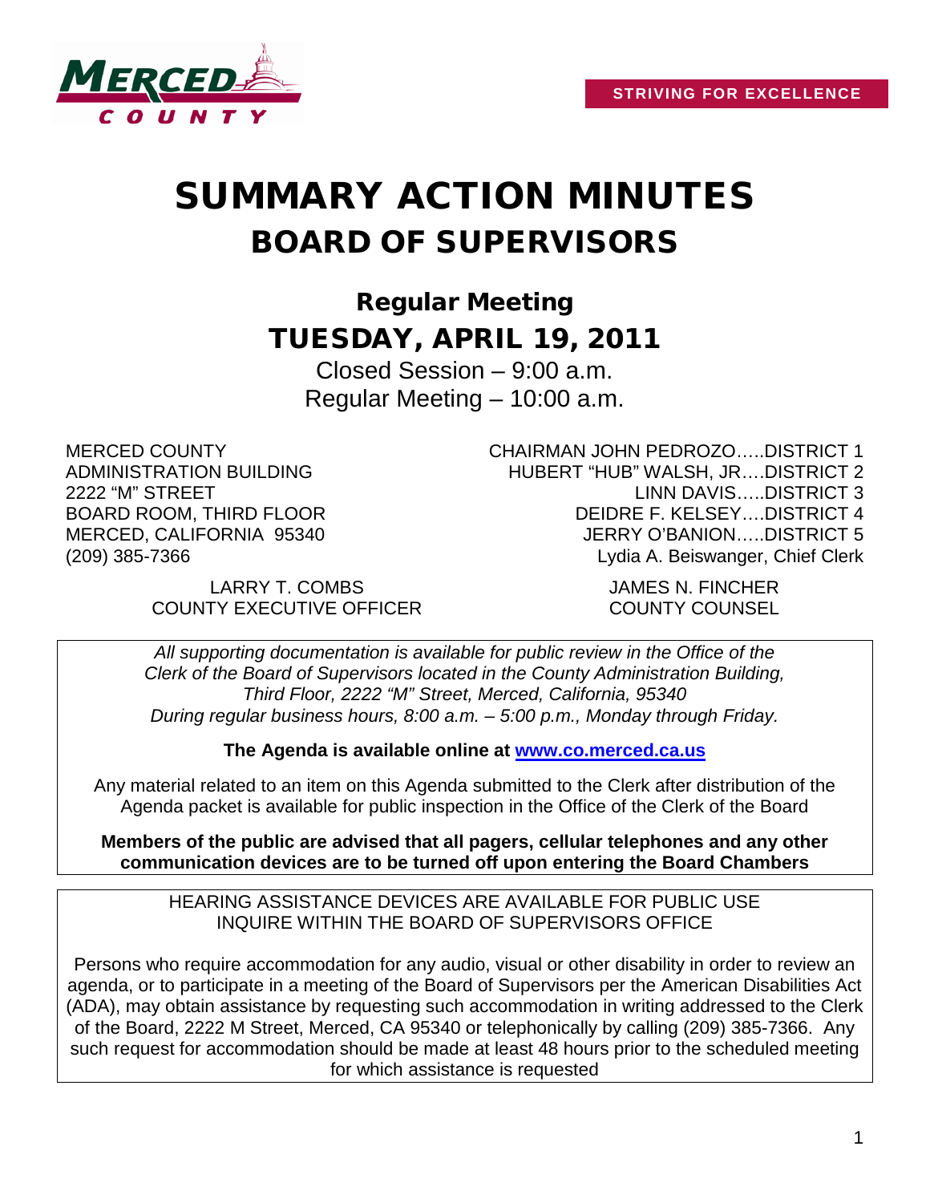STRIVING FOR EXCELLENCE

# SUMMARY ACTION MINUTES

# BOARD OF SUPERVISORS

## Regular Meeting

## TUESDAY, APRIL 19, 2011

Closed Session – 9:00 a.m.
Regular Meeting – 10:00 a.m.

MERCED COUNTY
ADMINISTRATION BUILDING
2222 "M" STREET
BOARD ROOM, THIRD FLOOR
MERCED, CALIFORNIA 95340
(209) 385-7366

CHAIRMAN JOHN PEDROZO…..DISTRICT 1
HUBERT "HUB" WALSH, JR….DISTRICT 2
LINN DAVIS…..DISTRICT 3
DEIDRE F. KELSEY….DISTRICT 4
JERRY O'BANION…..DISTRICT 5
Lydia A. Beiswanger, Chief Clerk

LARRY T. COMBS
COUNTY EXECUTIVE OFFICER

JAMES N. FINCHER
COUNTY COUNSEL

*All supporting documentation is available for public review in the Office of the Clerk of the Board of Supervisors located in the County Administration Building, Third Floor, 2222 "M" Street, Merced, California, 95340 During regular business hours, 8:00 a.m. – 5:00 p.m., Monday through Friday.*

**The Agenda is available online at [www.co.merced.ca.us](http://www.co.merced.ca.us)**

Any material related to an item on this Agenda submitted to the Clerk after distribution of the Agenda packet is available for public inspection in the Office of the Clerk of the Board

**Members of the public are advised that all pagers, cellular telephones and any other communication devices are to be turned off upon entering the Board Chambers**

HEARING ASSISTANCE DEVICES ARE AVAILABLE FOR PUBLIC USE
INQUIRE WITHIN THE BOARD OF SUPERVISORS OFFICE

Persons who require accommodation for any audio, visual or other disability in order to review an agenda, or to participate in a meeting of the Board of Supervisors per the American Disabilities Act (ADA), may obtain assistance by requesting such accommodation in writing addressed to the Clerk of the Board, 2222 M Street, Merced, CA 95340 or telephonically by calling (209) 385-7366. Any such request for accommodation should be made at least 48 hours prior to the scheduled meeting for which assistance is requested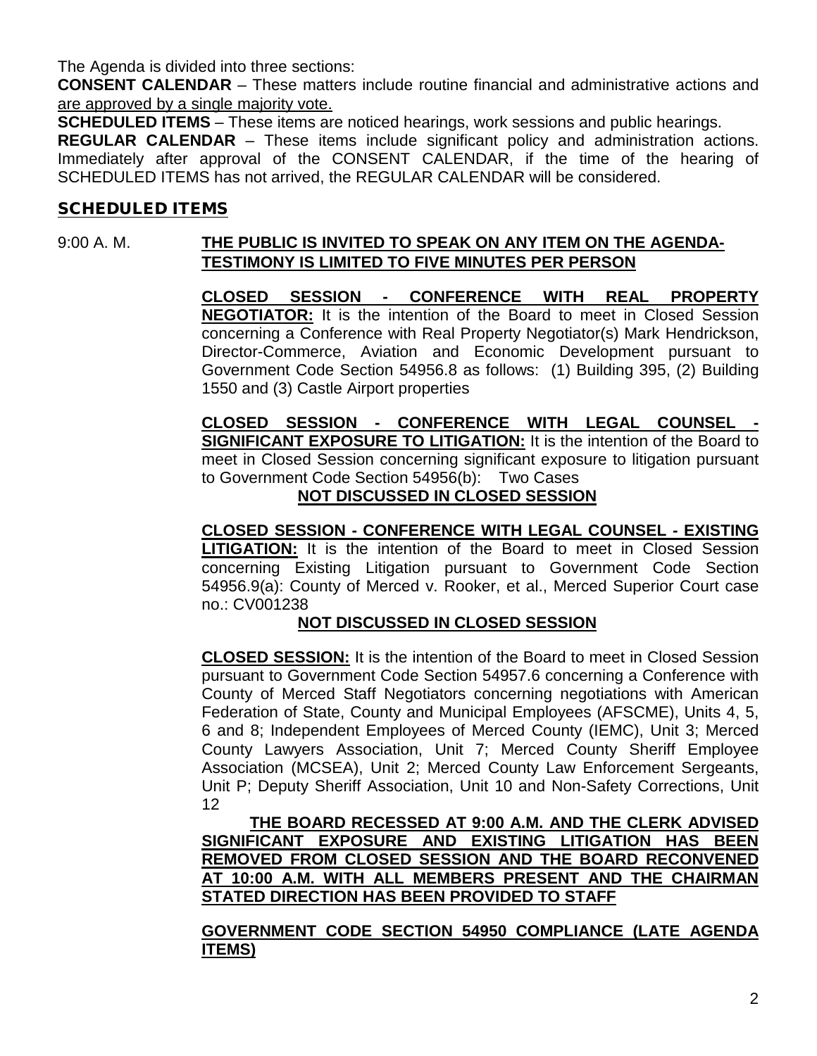The Agenda is divided into three sections:

**CONSENT CALENDAR** – These matters include routine financial and administrative actions and are approved by a single majority vote.

**SCHEDULED ITEMS** – These items are noticed hearings, work sessions and public hearings.

**REGULAR CALENDAR** – These items include significant policy and administration actions. Immediately after approval of the CONSENT CALENDAR, if the time of the hearing of SCHEDULED ITEMS has not arrived, the REGULAR CALENDAR will be considered.

## SCHEDULED ITEMS

9:00 A. M. **THE PUBLIC IS INVITED TO SPEAK ON ANY ITEM ON THE AGENDA-TESTIMONY IS LIMITED TO FIVE MINUTES PER PERSON**

**CLOSED SESSION - CONFERENCE WITH REAL PROPERTY NEGOTIATOR:** It is the intention of the Board to meet in Closed Session concerning a Conference with Real Property Negotiator(s) Mark Hendrickson, Director-Commerce, Aviation and Economic Development pursuant to Government Code Section 54956.8 as follows: (1) Building 395, (2) Building 1550 and (3) Castle Airport properties

**CLOSED SESSION - CONFERENCE WITH LEGAL COUNSEL - SIGNIFICANT EXPOSURE TO LITIGATION:** It is the intention of the Board to meet in Closed Session concerning significant exposure to litigation pursuant to Government Code Section 54956(b): Two Cases

**NOT DISCUSSED IN CLOSED SESSION**

**CLOSED SESSION - CONFERENCE WITH LEGAL COUNSEL - EXISTING LITIGATION:** It is the intention of the Board to meet in Closed Session concerning Existing Litigation pursuant to Government Code Section 54956.9(a): County of Merced v. Rooker, et al., Merced Superior Court case no.: CV001238

**NOT DISCUSSED IN CLOSED SESSION**

**CLOSED SESSION:** It is the intention of the Board to meet in Closed Session pursuant to Government Code Section 54957.6 concerning a Conference with County of Merced Staff Negotiators concerning negotiations with American Federation of State, County and Municipal Employees (AFSCME), Units 4, 5, 6 and 8; Independent Employees of Merced County (IEMC), Unit 3; Merced County Lawyers Association, Unit 7; Merced County Sheriff Employee Association (MCSEA), Unit 2; Merced County Law Enforcement Sergeants, Unit P; Deputy Sheriff Association, Unit 10 and Non-Safety Corrections, Unit 12

**THE BOARD RECESSED AT 9:00 A.M. AND THE CLERK ADVISED SIGNIFICANT EXPOSURE AND EXISTING LITIGATION HAS BEEN REMOVED FROM CLOSED SESSION AND THE BOARD RECONVENED AT 10:00 A.M. WITH ALL MEMBERS PRESENT AND THE CHAIRMAN STATED DIRECTION HAS BEEN PROVIDED TO STAFF**

**GOVERNMENT CODE SECTION 54950 COMPLIANCE (LATE AGENDA ITEMS)**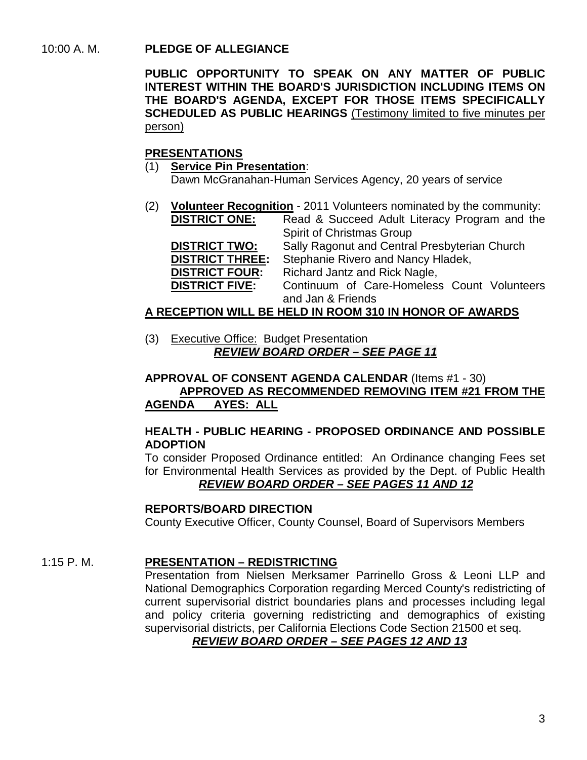10:00 A. M. **PLEDGE OF ALLEGIANCE**

**PUBLIC OPPORTUNITY TO SPEAK ON ANY MATTER OF PUBLIC INTEREST WITHIN THE BOARD'S JURISDICTION INCLUDING ITEMS ON THE BOARD'S AGENDA, EXCEPT FOR THOSE ITEMS SPECIFICALLY SCHEDULED AS PUBLIC HEARINGS** (Testimony limited to five minutes per person)

**PRESENTATIONS**

(1) **Service Pin Presentation**:
Dawn McGranahan-Human Services Agency, 20 years of service

(2) **Volunteer Recognition** - 2011 Volunteers nominated by the community:

**DISTRICT ONE:** Read & Succeed Adult Literacy Program and the Spirit of Christmas Group
**DISTRICT TWO:** Sally Ragonut and Central Presbyterian Church
**DISTRICT THREE:** Stephanie Rivero and Nancy Hladek,
**DISTRICT FOUR:** Richard Jantz and Rick Nagle,
**DISTRICT FIVE:** Continuum of Care-Homeless Count Volunteers and Jan & Friends

**A RECEPTION WILL BE HELD IN ROOM 310 IN HONOR OF AWARDS**

(3) Executive Office: Budget Presentation
***REVIEW BOARD ORDER – SEE PAGE 11***

**APPROVAL OF CONSENT AGENDA CALENDAR** (Items #1 - 30)
**APPROVED AS RECOMMENDED REMOVING ITEM #21 FROM THE AGENDA AYES: ALL**

**HEALTH - PUBLIC HEARING - PROPOSED ORDINANCE AND POSSIBLE ADOPTION**
To consider Proposed Ordinance entitled: An Ordinance changing Fees set for Environmental Health Services as provided by the Dept. of Public Health
***REVIEW BOARD ORDER – SEE PAGES 11 AND 12***

**REPORTS/BOARD DIRECTION**
County Executive Officer, County Counsel, Board of Supervisors Members

1:15 P. M. **PRESENTATION – REDISTRICTING**
Presentation from Nielsen Merksamer Parrinello Gross & Leoni LLP and National Demographics Corporation regarding Merced County's redistricting of current supervisorial district boundaries plans and processes including legal and policy criteria governing redistricting and demographics of existing supervisorial districts, per California Elections Code Section 21500 et seq.
***REVIEW BOARD ORDER – SEE PAGES 12 AND 13***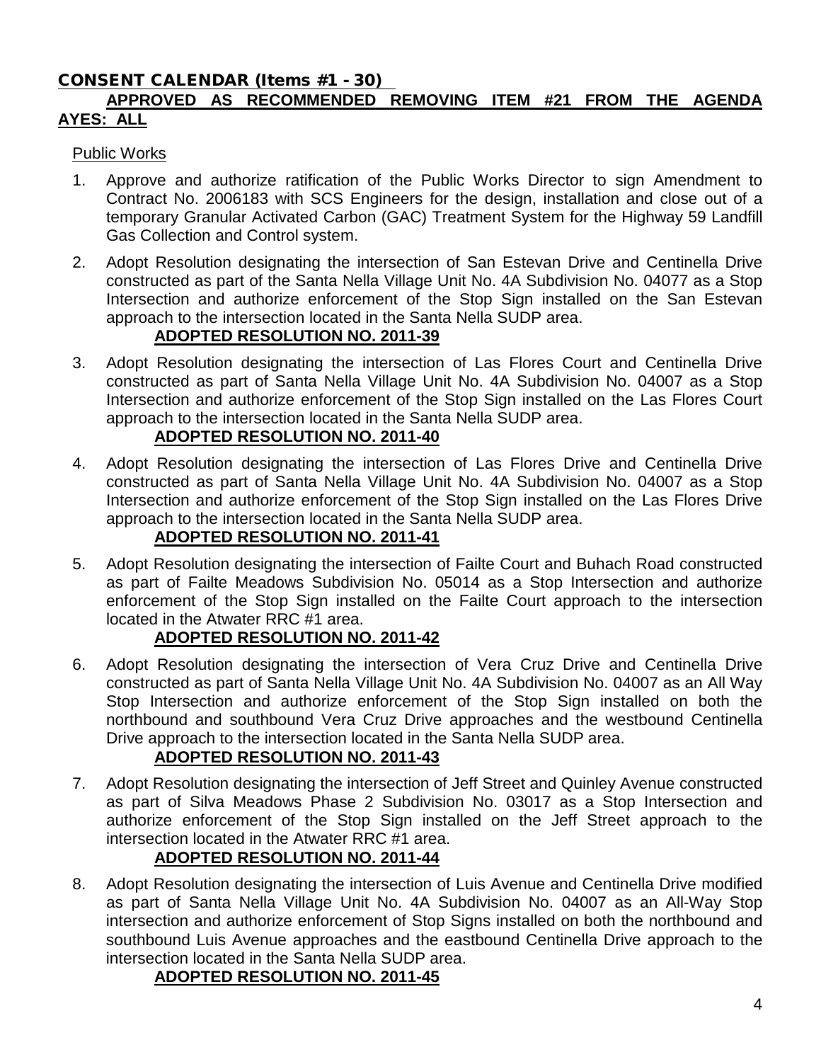## CONSENT CALENDAR (Items #1 - 30)

**APPROVED AS RECOMMENDED REMOVING ITEM #21 FROM THE AGENDA**
**AYES: ALL**

Public Works

1. Approve and authorize ratification of the Public Works Director to sign Amendment to Contract No. 2006183 with SCS Engineers for the design, installation and close out of a temporary Granular Activated Carbon (GAC) Treatment System for the Highway 59 Landfill Gas Collection and Control system.

2. Adopt Resolution designating the intersection of San Estevan Drive and Centinella Drive constructed as part of the Santa Nella Village Unit No. 4A Subdivision No. 04077 as a Stop Intersection and authorize enforcement of the Stop Sign installed on the San Estevan approach to the intersection located in the Santa Nella SUDP area.

   **ADOPTED RESOLUTION NO. 2011-39**

3. Adopt Resolution designating the intersection of Las Flores Court and Centinella Drive constructed as part of Santa Nella Village Unit No. 4A Subdivision No. 04007 as a Stop Intersection and authorize enforcement of the Stop Sign installed on the Las Flores Court approach to the intersection located in the Santa Nella SUDP area.

   **ADOPTED RESOLUTION NO. 2011-40**

4. Adopt Resolution designating the intersection of Las Flores Drive and Centinella Drive constructed as part of Santa Nella Village Unit No. 4A Subdivision No. 04007 as a Stop Intersection and authorize enforcement of the Stop Sign installed on the Las Flores Drive approach to the intersection located in the Santa Nella SUDP area.

   **ADOPTED RESOLUTION NO. 2011-41**

5. Adopt Resolution designating the intersection of Failte Court and Buhach Road constructed as part of Failte Meadows Subdivision No. 05014 as a Stop Intersection and authorize enforcement of the Stop Sign installed on the Failte Court approach to the intersection located in the Atwater RRC #1 area.

   **ADOPTED RESOLUTION NO. 2011-42**

6. Adopt Resolution designating the intersection of Vera Cruz Drive and Centinella Drive constructed as part of Santa Nella Village Unit No. 4A Subdivision No. 04007 as an All Way Stop Intersection and authorize enforcement of the Stop Sign installed on both the northbound and southbound Vera Cruz Drive approaches and the westbound Centinella Drive approach to the intersection located in the Santa Nella SUDP area.

   **ADOPTED RESOLUTION NO. 2011-43**

7. Adopt Resolution designating the intersection of Jeff Street and Quinley Avenue constructed as part of Silva Meadows Phase 2 Subdivision No. 03017 as a Stop Intersection and authorize enforcement of the Stop Sign installed on the Jeff Street approach to the intersection located in the Atwater RRC #1 area.

   **ADOPTED RESOLUTION NO. 2011-44**

8. Adopt Resolution designating the intersection of Luis Avenue and Centinella Drive modified as part of Santa Nella Village Unit No. 4A Subdivision No. 04007 as an All-Way Stop intersection and authorize enforcement of Stop Signs installed on both the northbound and southbound Luis Avenue approaches and the eastbound Centinella Drive approach to the intersection located in the Santa Nella SUDP area.

   **ADOPTED RESOLUTION NO. 2011-45**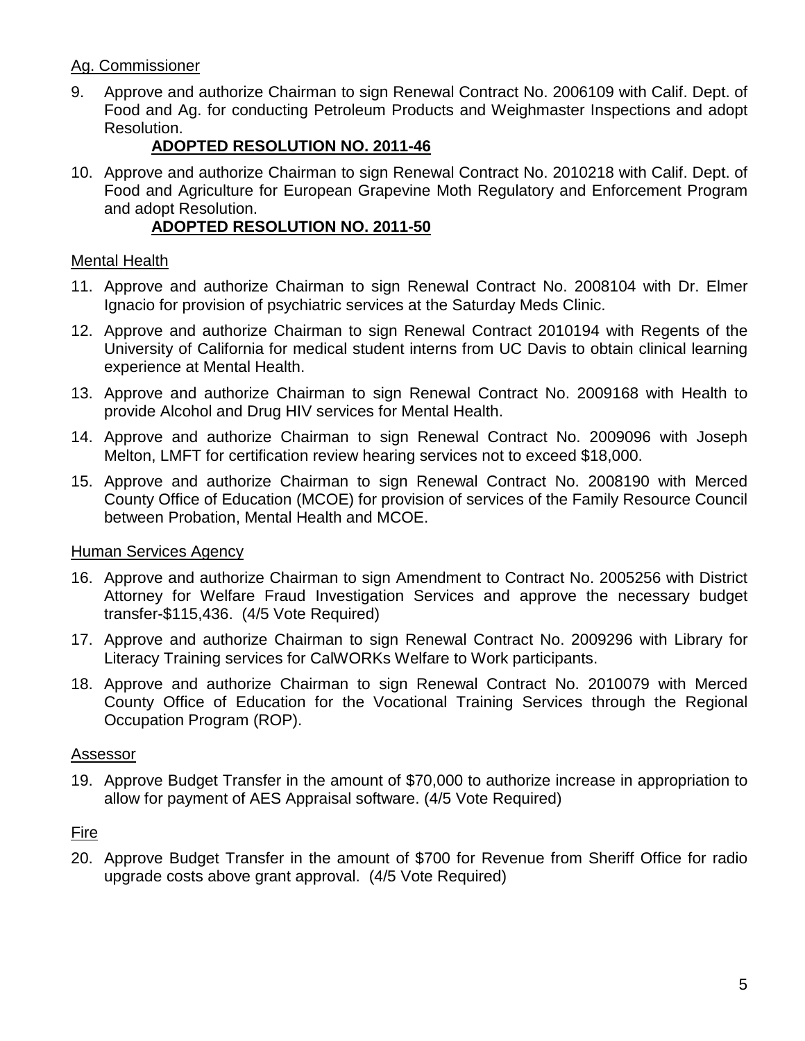Ag. Commissioner

9. Approve and authorize Chairman to sign Renewal Contract No. 2006109 with Calif. Dept. of Food and Ag. for conducting Petroleum Products and Weighmaster Inspections and adopt Resolution.

   **ADOPTED RESOLUTION NO. 2011-46**

10. Approve and authorize Chairman to sign Renewal Contract No. 2010218 with Calif. Dept. of Food and Agriculture for European Grapevine Moth Regulatory and Enforcement Program and adopt Resolution.

    **ADOPTED RESOLUTION NO. 2011-50**

Mental Health

11. Approve and authorize Chairman to sign Renewal Contract No. 2008104 with Dr. Elmer Ignacio for provision of psychiatric services at the Saturday Meds Clinic.
12. Approve and authorize Chairman to sign Renewal Contract 2010194 with Regents of the University of California for medical student interns from UC Davis to obtain clinical learning experience at Mental Health.
13. Approve and authorize Chairman to sign Renewal Contract No. 2009168 with Health to provide Alcohol and Drug HIV services for Mental Health.
14. Approve and authorize Chairman to sign Renewal Contract No. 2009096 with Joseph Melton, LMFT for certification review hearing services not to exceed $18,000.
15. Approve and authorize Chairman to sign Renewal Contract No. 2008190 with Merced County Office of Education (MCOE) for provision of services of the Family Resource Council between Probation, Mental Health and MCOE.

Human Services Agency

16. Approve and authorize Chairman to sign Amendment to Contract No. 2005256 with District Attorney for Welfare Fraud Investigation Services and approve the necessary budget transfer-$115,436. (4/5 Vote Required)
17. Approve and authorize Chairman to sign Renewal Contract No. 2009296 with Library for Literacy Training services for CalWORKs Welfare to Work participants.
18. Approve and authorize Chairman to sign Renewal Contract No. 2010079 with Merced County Office of Education for the Vocational Training Services through the Regional Occupation Program (ROP).

Assessor

19. Approve Budget Transfer in the amount of $70,000 to authorize increase in appropriation to allow for payment of AES Appraisal software. (4/5 Vote Required)

Fire

20. Approve Budget Transfer in the amount of $700 for Revenue from Sheriff Office for radio upgrade costs above grant approval. (4/5 Vote Required)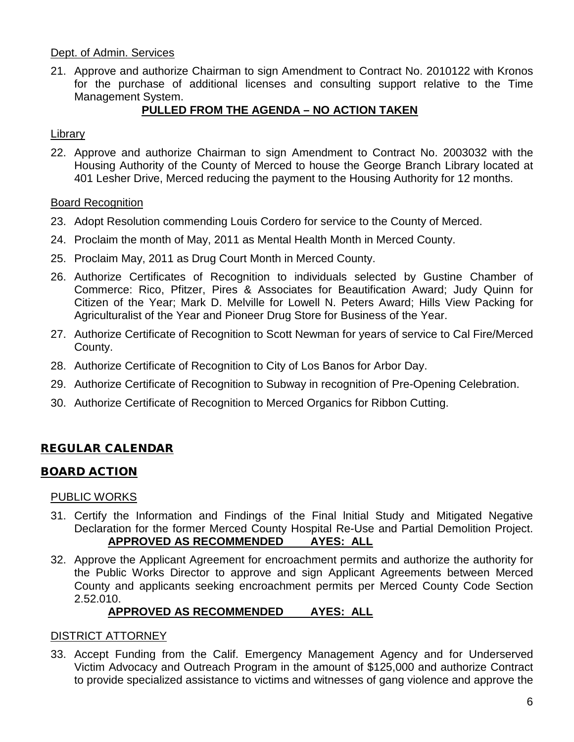Dept. of Admin. Services

21. Approve and authorize Chairman to sign Amendment to Contract No. 2010122 with Kronos for the purchase of additional licenses and consulting support relative to the Time Management System.
    **PULLED FROM THE AGENDA – NO ACTION TAKEN**

Library

22. Approve and authorize Chairman to sign Amendment to Contract No. 2003032 with the Housing Authority of the County of Merced to house the George Branch Library located at 401 Lesher Drive, Merced reducing the payment to the Housing Authority for 12 months.

Board Recognition

23. Adopt Resolution commending Louis Cordero for service to the County of Merced.
24. Proclaim the month of May, 2011 as Mental Health Month in Merced County.
25. Proclaim May, 2011 as Drug Court Month in Merced County.
26. Authorize Certificates of Recognition to individuals selected by Gustine Chamber of Commerce: Rico, Pfitzer, Pires & Associates for Beautification Award; Judy Quinn for Citizen of the Year; Mark D. Melville for Lowell N. Peters Award; Hills View Packing for Agriculturalist of the Year and Pioneer Drug Store for Business of the Year.
27. Authorize Certificate of Recognition to Scott Newman for years of service to Cal Fire/Merced County.
28. Authorize Certificate of Recognition to City of Los Banos for Arbor Day.
29. Authorize Certificate of Recognition to Subway in recognition of Pre-Opening Celebration.
30. Authorize Certificate of Recognition to Merced Organics for Ribbon Cutting.

## REGULAR CALENDAR

## BOARD ACTION

PUBLIC WORKS

31. Certify the Information and Findings of the Final Initial Study and Mitigated Negative Declaration for the former Merced County Hospital Re-Use and Partial Demolition Project.
    **APPROVED AS RECOMMENDED AYES: ALL**
32. Approve the Applicant Agreement for encroachment permits and authorize the authority for the Public Works Director to approve and sign Applicant Agreements between Merced County and applicants seeking encroachment permits per Merced County Code Section 2.52.010.
    **APPROVED AS RECOMMENDED AYES: ALL**

DISTRICT ATTORNEY

33. Accept Funding from the Calif. Emergency Management Agency and for Underserved Victim Advocacy and Outreach Program in the amount of $125,000 and authorize Contract to provide specialized assistance to victims and witnesses of gang violence and approve the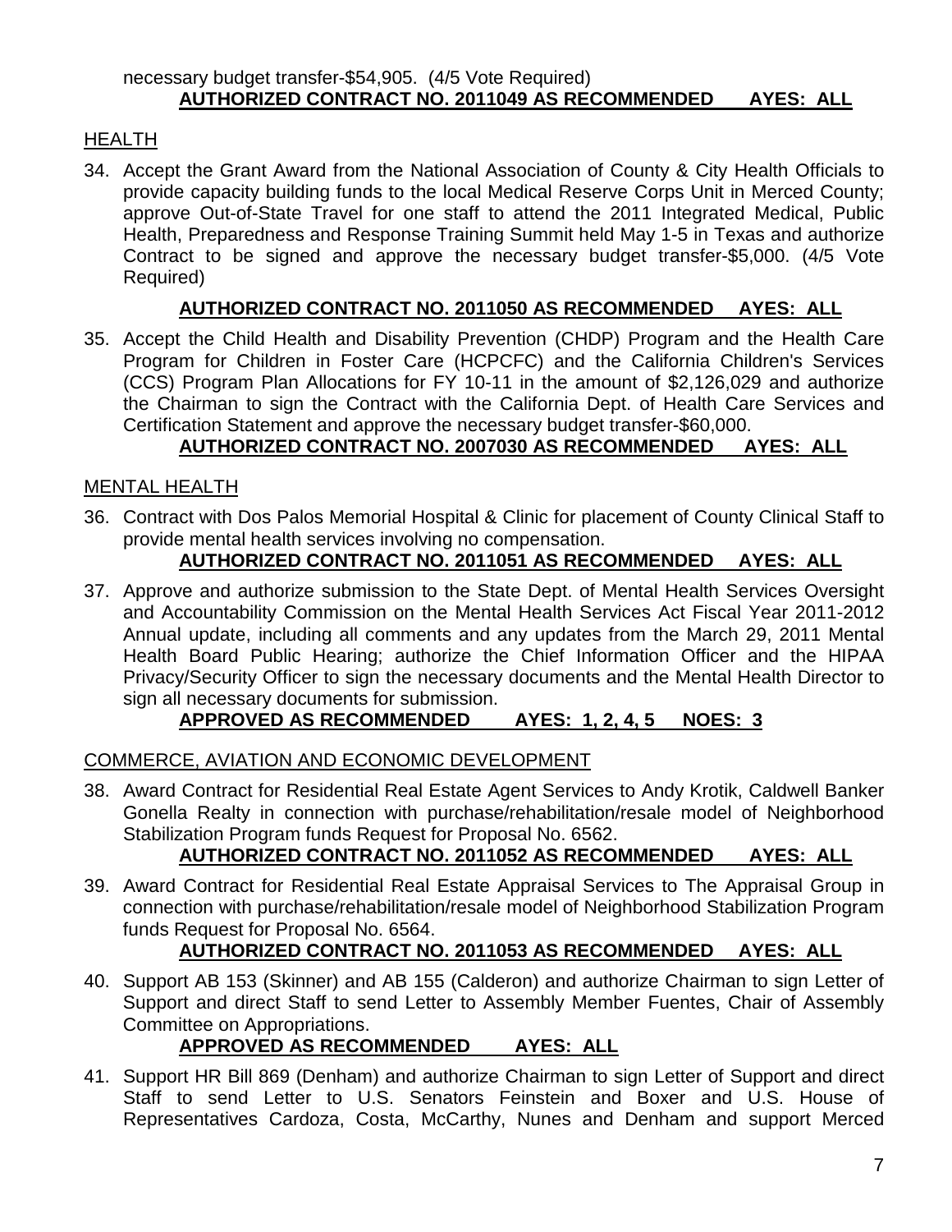necessary budget transfer-$54,905. (4/5 Vote Required)

**AUTHORIZED CONTRACT NO. 2011049 AS RECOMMENDED AYES: ALL**

HEALTH

34. Accept the Grant Award from the National Association of County & City Health Officials to provide capacity building funds to the local Medical Reserve Corps Unit in Merced County; approve Out-of-State Travel for one staff to attend the 2011 Integrated Medical, Public Health, Preparedness and Response Training Summit held May 1-5 in Texas and authorize Contract to be signed and approve the necessary budget transfer-$5,000. (4/5 Vote Required)

    **AUTHORIZED CONTRACT NO. 2011050 AS RECOMMENDED AYES: ALL**

35. Accept the Child Health and Disability Prevention (CHDP) Program and the Health Care Program for Children in Foster Care (HCPCFC) and the California Children's Services (CCS) Program Plan Allocations for FY 10-11 in the amount of $2,126,029 and authorize the Chairman to sign the Contract with the California Dept. of Health Care Services and Certification Statement and approve the necessary budget transfer-$60,000.

    **AUTHORIZED CONTRACT NO. 2007030 AS RECOMMENDED AYES: ALL**

MENTAL HEALTH

36. Contract with Dos Palos Memorial Hospital & Clinic for placement of County Clinical Staff to provide mental health services involving no compensation.

    **AUTHORIZED CONTRACT NO. 2011051 AS RECOMMENDED AYES: ALL**

37. Approve and authorize submission to the State Dept. of Mental Health Services Oversight and Accountability Commission on the Mental Health Services Act Fiscal Year 2011-2012 Annual update, including all comments and any updates from the March 29, 2011 Mental Health Board Public Hearing; authorize the Chief Information Officer and the HIPAA Privacy/Security Officer to sign the necessary documents and the Mental Health Director to sign all necessary documents for submission.

    **APPROVED AS RECOMMENDED AYES: 1, 2, 4, 5 NOES: 3**

COMMERCE, AVIATION AND ECONOMIC DEVELOPMENT

38. Award Contract for Residential Real Estate Agent Services to Andy Krotik, Caldwell Banker Gonella Realty in connection with purchase/rehabilitation/resale model of Neighborhood Stabilization Program funds Request for Proposal No. 6562.

    **AUTHORIZED CONTRACT NO. 2011052 AS RECOMMENDED AYES: ALL**

39. Award Contract for Residential Real Estate Appraisal Services to The Appraisal Group in connection with purchase/rehabilitation/resale model of Neighborhood Stabilization Program funds Request for Proposal No. 6564.

    **AUTHORIZED CONTRACT NO. 2011053 AS RECOMMENDED AYES: ALL**

40. Support AB 153 (Skinner) and AB 155 (Calderon) and authorize Chairman to sign Letter of Support and direct Staff to send Letter to Assembly Member Fuentes, Chair of Assembly Committee on Appropriations.

    **APPROVED AS RECOMMENDED AYES: ALL**

41. Support HR Bill 869 (Denham) and authorize Chairman to sign Letter of Support and direct Staff to send Letter to U.S. Senators Feinstein and Boxer and U.S. House of Representatives Cardoza, Costa, McCarthy, Nunes and Denham and support Merced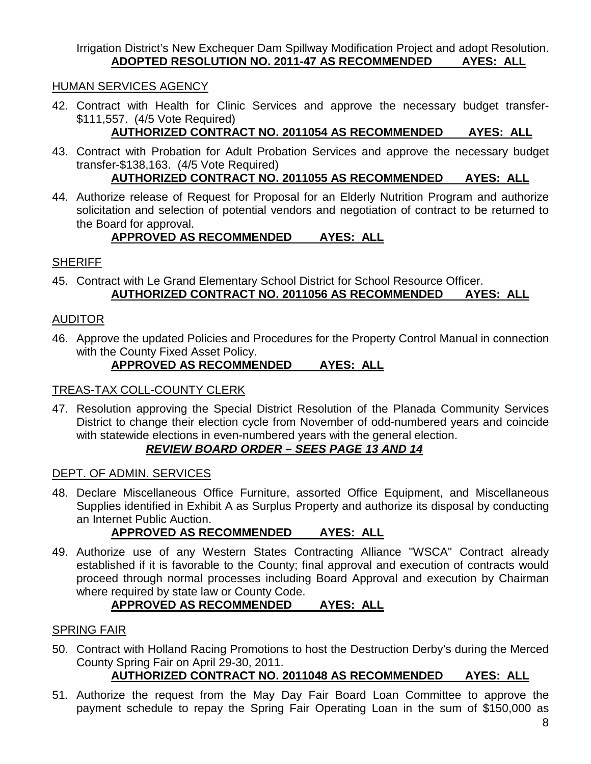Irrigation District's New Exchequer Dam Spillway Modification Project and adopt Resolution.
**ADOPTED RESOLUTION NO. 2011-47 AS RECOMMENDED AYES: ALL**

HUMAN SERVICES AGENCY

42. Contract with Health for Clinic Services and approve the necessary budget transfer-$111,557. (4/5 Vote Required)
**AUTHORIZED CONTRACT NO. 2011054 AS RECOMMENDED AYES: ALL**

43. Contract with Probation for Adult Probation Services and approve the necessary budget transfer-$138,163. (4/5 Vote Required)
**AUTHORIZED CONTRACT NO. 2011055 AS RECOMMENDED AYES: ALL**

44. Authorize release of Request for Proposal for an Elderly Nutrition Program and authorize solicitation and selection of potential vendors and negotiation of contract to be returned to the Board for approval.
**APPROVED AS RECOMMENDED AYES: ALL**

SHERIFF

45. Contract with Le Grand Elementary School District for School Resource Officer.
**AUTHORIZED CONTRACT NO. 2011056 AS RECOMMENDED AYES: ALL**

AUDITOR

46. Approve the updated Policies and Procedures for the Property Control Manual in connection with the County Fixed Asset Policy.
**APPROVED AS RECOMMENDED AYES: ALL**

TREAS-TAX COLL-COUNTY CLERK

47. Resolution approving the Special District Resolution of the Planada Community Services District to change their election cycle from November of odd-numbered years and coincide with statewide elections in even-numbered years with the general election.
***REVIEW BOARD ORDER – SEES PAGE 13 AND 14***

DEPT. OF ADMIN. SERVICES

48. Declare Miscellaneous Office Furniture, assorted Office Equipment, and Miscellaneous Supplies identified in Exhibit A as Surplus Property and authorize its disposal by conducting an Internet Public Auction.
**APPROVED AS RECOMMENDED AYES: ALL**

49. Authorize use of any Western States Contracting Alliance "WSCA" Contract already established if it is favorable to the County; final approval and execution of contracts would proceed through normal processes including Board Approval and execution by Chairman where required by state law or County Code.
**APPROVED AS RECOMMENDED AYES: ALL**

SPRING FAIR

50. Contract with Holland Racing Promotions to host the Destruction Derby's during the Merced County Spring Fair on April 29-30, 2011.
**AUTHORIZED CONTRACT NO. 2011048 AS RECOMMENDED AYES: ALL**

51. Authorize the request from the May Day Fair Board Loan Committee to approve the payment schedule to repay the Spring Fair Operating Loan in the sum of $150,000 as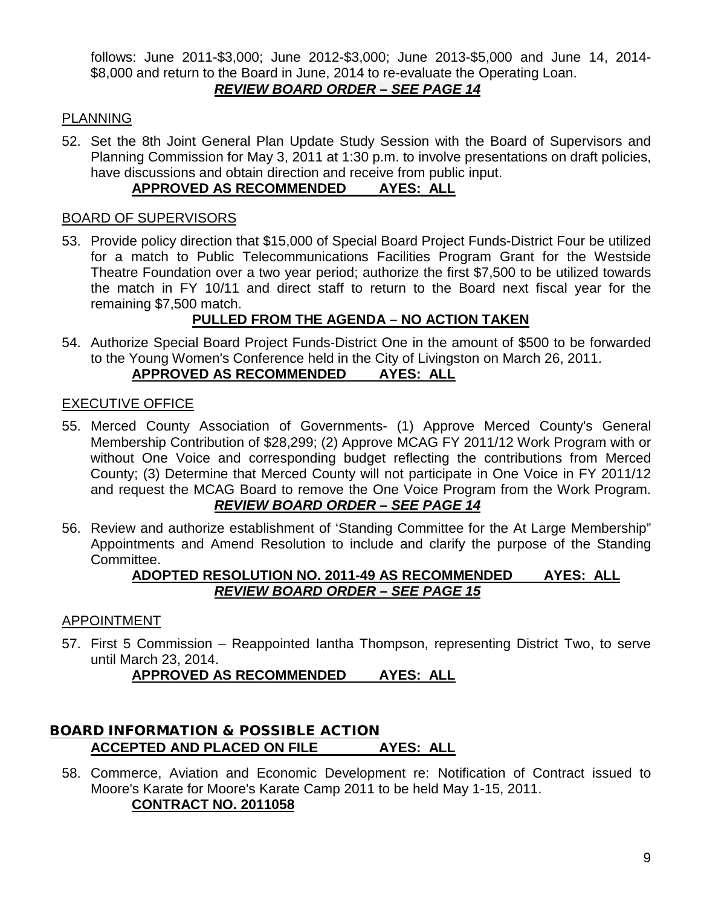follows: June 2011-$3,000; June 2012-$3,000; June 2013-$5,000 and June 14, 2014-$8,000 and return to the Board in June, 2014 to re-evaluate the Operating Loan.

***REVIEW BOARD ORDER – SEE PAGE 14***

PLANNING

52. Set the 8th Joint General Plan Update Study Session with the Board of Supervisors and Planning Commission for May 3, 2011 at 1:30 p.m. to involve presentations on draft policies, have discussions and obtain direction and receive from public input.

    **APPROVED AS RECOMMENDED AYES: ALL**

BOARD OF SUPERVISORS

53. Provide policy direction that $15,000 of Special Board Project Funds-District Four be utilized for a match to Public Telecommunications Facilities Program Grant for the Westside Theatre Foundation over a two year period; authorize the first $7,500 to be utilized towards the match in FY 10/11 and direct staff to return to the Board next fiscal year for the remaining $7,500 match.

    **PULLED FROM THE AGENDA – NO ACTION TAKEN**

54. Authorize Special Board Project Funds-District One in the amount of $500 to be forwarded to the Young Women's Conference held in the City of Livingston on March 26, 2011.

    **APPROVED AS RECOMMENDED AYES: ALL**

EXECUTIVE OFFICE

55. Merced County Association of Governments- (1) Approve Merced County's General Membership Contribution of $28,299; (2) Approve MCAG FY 2011/12 Work Program with or without One Voice and corresponding budget reflecting the contributions from Merced County; (3) Determine that Merced County will not participate in One Voice in FY 2011/12 and request the MCAG Board to remove the One Voice Program from the Work Program.

    ***REVIEW BOARD ORDER – SEE PAGE 14***

56. Review and authorize establishment of 'Standing Committee for the At Large Membership" Appointments and Amend Resolution to include and clarify the purpose of the Standing Committee.

    **ADOPTED RESOLUTION NO. 2011-49 AS RECOMMENDED AYES: ALL**

    ***REVIEW BOARD ORDER – SEE PAGE 15***

APPOINTMENT

57. First 5 Commission – Reappointed Iantha Thompson, representing District Two, to serve until March 23, 2014.

    **APPROVED AS RECOMMENDED AYES: ALL**

## BOARD INFORMATION & POSSIBLE ACTION

**ACCEPTED AND PLACED ON FILE AYES: ALL**

58. Commerce, Aviation and Economic Development re: Notification of Contract issued to Moore's Karate for Moore's Karate Camp 2011 to be held May 1-15, 2011.

    **CONTRACT NO. 2011058**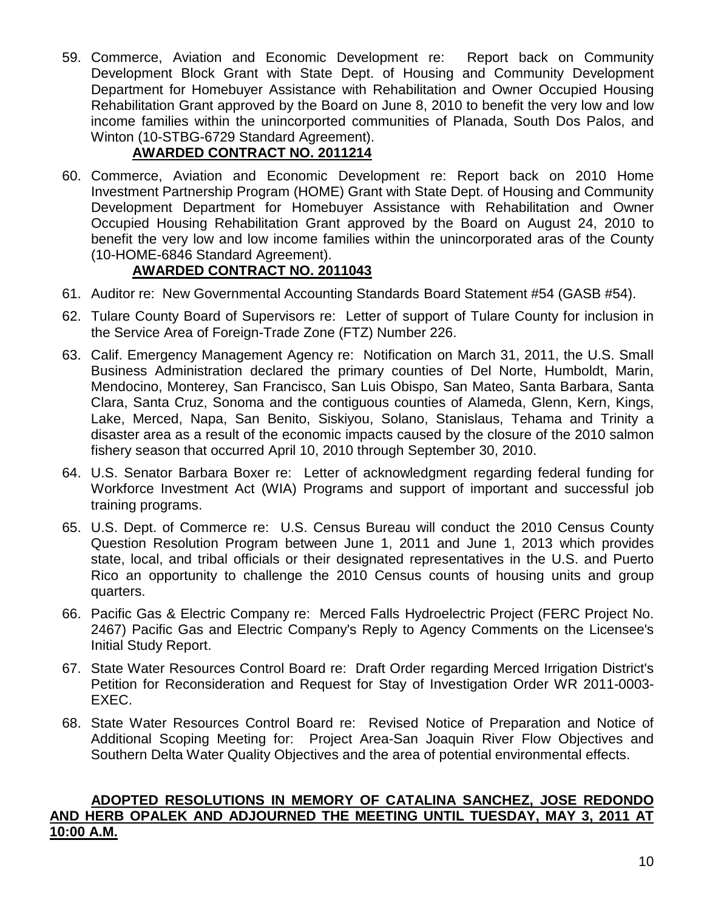59. Commerce, Aviation and Economic Development re: Report back on Community Development Block Grant with State Dept. of Housing and Community Development Department for Homebuyer Assistance with Rehabilitation and Owner Occupied Housing Rehabilitation Grant approved by the Board on June 8, 2010 to benefit the very low and low income families within the unincorported communities of Planada, South Dos Palos, and Winton (10-STBG-6729 Standard Agreement).

    **AWARDED CONTRACT NO. 2011214**

60. Commerce, Aviation and Economic Development re: Report back on 2010 Home Investment Partnership Program (HOME) Grant with State Dept. of Housing and Community Development Department for Homebuyer Assistance with Rehabilitation and Owner Occupied Housing Rehabilitation Grant approved by the Board on August 24, 2010 to benefit the very low and low income families within the unincorporated aras of the County (10-HOME-6846 Standard Agreement).

    **AWARDED CONTRACT NO. 2011043**

61. Auditor re: New Governmental Accounting Standards Board Statement #54 (GASB #54).

62. Tulare County Board of Supervisors re: Letter of support of Tulare County for inclusion in the Service Area of Foreign-Trade Zone (FTZ) Number 226.

63. Calif. Emergency Management Agency re: Notification on March 31, 2011, the U.S. Small Business Administration declared the primary counties of Del Norte, Humboldt, Marin, Mendocino, Monterey, San Francisco, San Luis Obispo, San Mateo, Santa Barbara, Santa Clara, Santa Cruz, Sonoma and the contiguous counties of Alameda, Glenn, Kern, Kings, Lake, Merced, Napa, San Benito, Siskiyou, Solano, Stanislaus, Tehama and Trinity a disaster area as a result of the economic impacts caused by the closure of the 2010 salmon fishery season that occurred April 10, 2010 through September 30, 2010.

64. U.S. Senator Barbara Boxer re: Letter of acknowledgment regarding federal funding for Workforce Investment Act (WIA) Programs and support of important and successful job training programs.

65. U.S. Dept. of Commerce re: U.S. Census Bureau will conduct the 2010 Census County Question Resolution Program between June 1, 2011 and June 1, 2013 which provides state, local, and tribal officials or their designated representatives in the U.S. and Puerto Rico an opportunity to challenge the 2010 Census counts of housing units and group quarters.

66. Pacific Gas & Electric Company re: Merced Falls Hydroelectric Project (FERC Project No. 2467) Pacific Gas and Electric Company's Reply to Agency Comments on the Licensee's Initial Study Report.

67. State Water Resources Control Board re: Draft Order regarding Merced Irrigation District's Petition for Reconsideration and Request for Stay of Investigation Order WR 2011-0003-EXEC.

68. State Water Resources Control Board re: Revised Notice of Preparation and Notice of Additional Scoping Meeting for: Project Area-San Joaquin River Flow Objectives and Southern Delta Water Quality Objectives and the area of potential environmental effects.

**ADOPTED RESOLUTIONS IN MEMORY OF CATALINA SANCHEZ, JOSE REDONDO AND HERB OPALEK AND ADJOURNED THE MEETING UNTIL TUESDAY, MAY 3, 2011 AT 10:00 A.M.**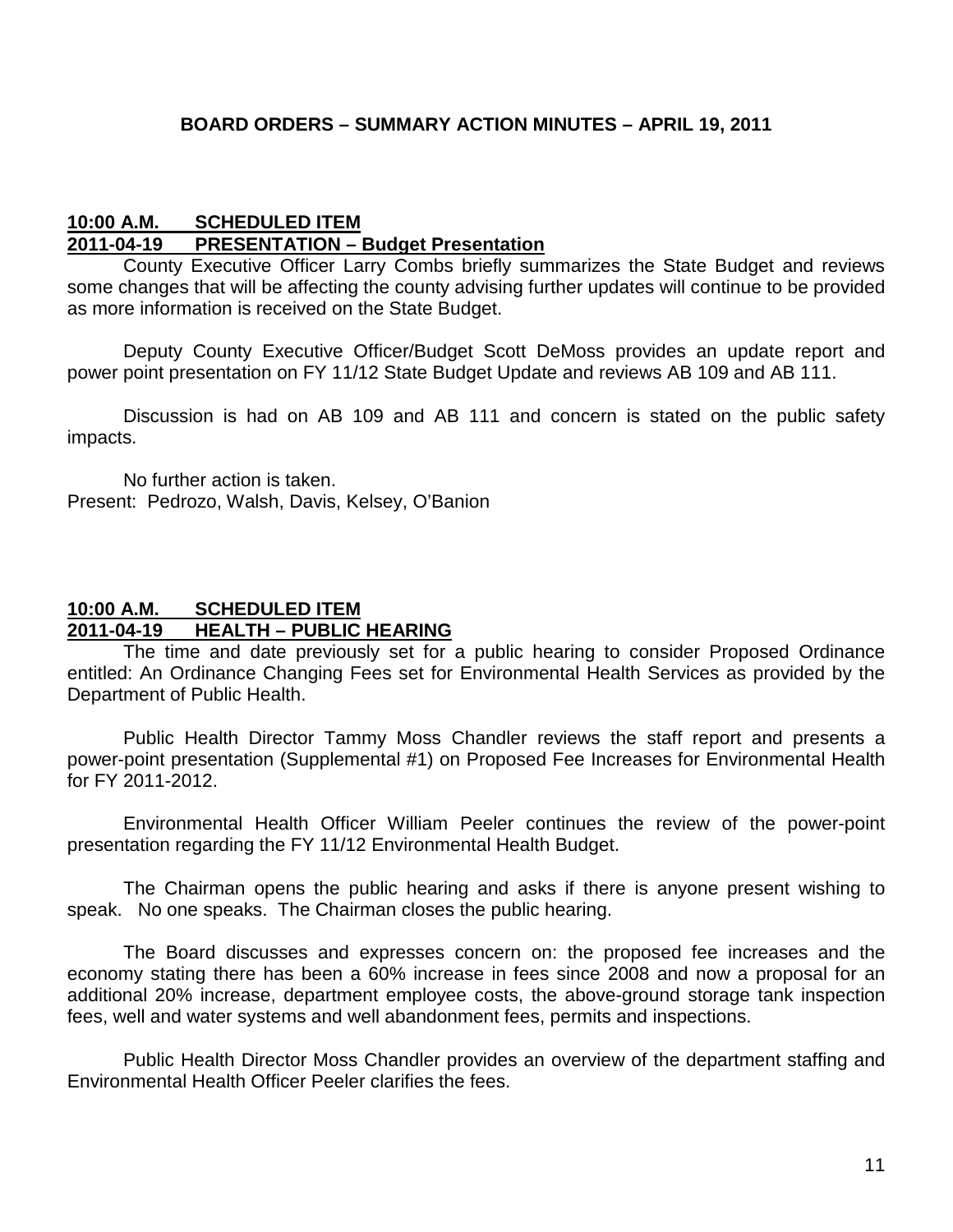# BOARD ORDERS – SUMMARY ACTION MINUTES – APRIL 19, 2011

**10:00 A.M. SCHEDULED ITEM**
**2011-04-19 PRESENTATION – Budget Presentation**

County Executive Officer Larry Combs briefly summarizes the State Budget and reviews some changes that will be affecting the county advising further updates will continue to be provided as more information is received on the State Budget.

Deputy County Executive Officer/Budget Scott DeMoss provides an update report and power point presentation on FY 11/12 State Budget Update and reviews AB 109 and AB 111.

Discussion is had on AB 109 and AB 111 and concern is stated on the public safety impacts.

No further action is taken.
Present: Pedrozo, Walsh, Davis, Kelsey, O'Banion

**10:00 A.M. SCHEDULED ITEM**
**2011-04-19 HEALTH – PUBLIC HEARING**

The time and date previously set for a public hearing to consider Proposed Ordinance entitled: An Ordinance Changing Fees set for Environmental Health Services as provided by the Department of Public Health.

Public Health Director Tammy Moss Chandler reviews the staff report and presents a power-point presentation (Supplemental #1) on Proposed Fee Increases for Environmental Health for FY 2011-2012.

Environmental Health Officer William Peeler continues the review of the power-point presentation regarding the FY 11/12 Environmental Health Budget.

The Chairman opens the public hearing and asks if there is anyone present wishing to speak. No one speaks. The Chairman closes the public hearing.

The Board discusses and expresses concern on: the proposed fee increases and the economy stating there has been a 60% increase in fees since 2008 and now a proposal for an additional 20% increase, department employee costs, the above-ground storage tank inspection fees, well and water systems and well abandonment fees, permits and inspections.

Public Health Director Moss Chandler provides an overview of the department staffing and Environmental Health Officer Peeler clarifies the fees.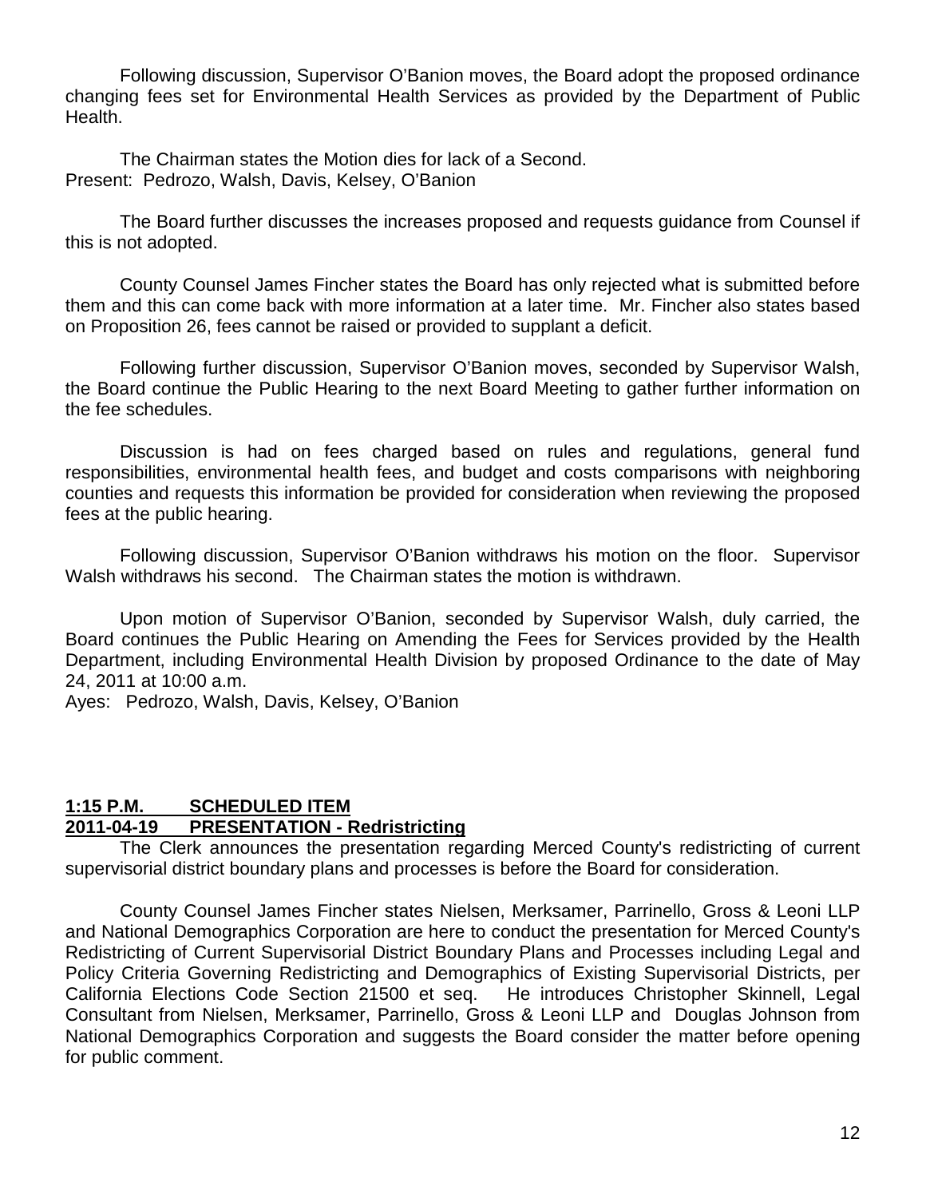Following discussion, Supervisor O'Banion moves, the Board adopt the proposed ordinance changing fees set for Environmental Health Services as provided by the Department of Public Health.

The Chairman states the Motion dies for lack of a Second.
Present: Pedrozo, Walsh, Davis, Kelsey, O'Banion

The Board further discusses the increases proposed and requests guidance from Counsel if this is not adopted.

County Counsel James Fincher states the Board has only rejected what is submitted before them and this can come back with more information at a later time. Mr. Fincher also states based on Proposition 26, fees cannot be raised or provided to supplant a deficit.

Following further discussion, Supervisor O'Banion moves, seconded by Supervisor Walsh, the Board continue the Public Hearing to the next Board Meeting to gather further information on the fee schedules.

Discussion is had on fees charged based on rules and regulations, general fund responsibilities, environmental health fees, and budget and costs comparisons with neighboring counties and requests this information be provided for consideration when reviewing the proposed fees at the public hearing.

Following discussion, Supervisor O'Banion withdraws his motion on the floor. Supervisor Walsh withdraws his second. The Chairman states the motion is withdrawn.

Upon motion of Supervisor O'Banion, seconded by Supervisor Walsh, duly carried, the Board continues the Public Hearing on Amending the Fees for Services provided by the Health Department, including Environmental Health Division by proposed Ordinance to the date of May 24, 2011 at 10:00 a.m.
Ayes: Pedrozo, Walsh, Davis, Kelsey, O'Banion

**1:15 P.M. SCHEDULED ITEM**
**2011-04-19 PRESENTATION - Redistricting**

The Clerk announces the presentation regarding Merced County's redistricting of current supervisorial district boundary plans and processes is before the Board for consideration.

County Counsel James Fincher states Nielsen, Merksamer, Parrinello, Gross & Leoni LLP and National Demographics Corporation are here to conduct the presentation for Merced County's Redistricting of Current Supervisorial District Boundary Plans and Processes including Legal and Policy Criteria Governing Redistricting and Demographics of Existing Supervisorial Districts, per California Elections Code Section 21500 et seq. He introduces Christopher Skinnell, Legal Consultant from Nielsen, Merksamer, Parrinello, Gross & Leoni LLP and Douglas Johnson from National Demographics Corporation and suggests the Board consider the matter before opening for public comment.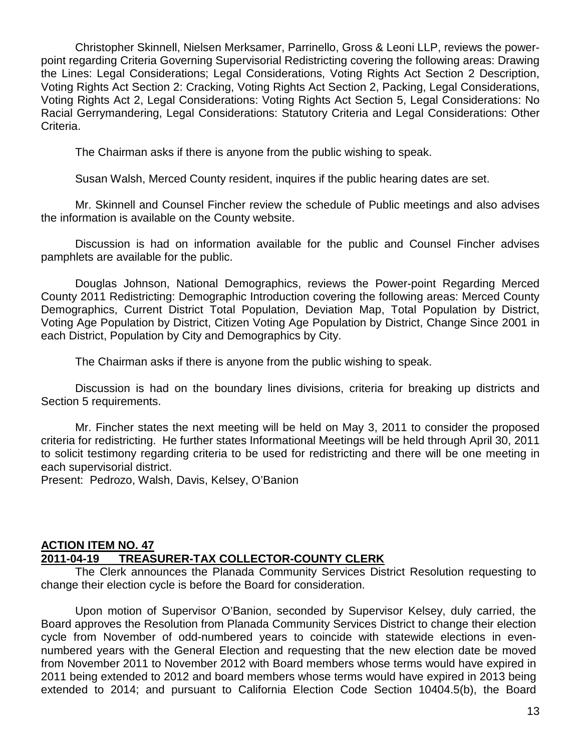Christopher Skinnell, Nielsen Merksamer, Parrinello, Gross & Leoni LLP, reviews the power-point regarding Criteria Governing Supervisorial Redistricting covering the following areas: Drawing the Lines: Legal Considerations; Legal Considerations, Voting Rights Act Section 2 Description, Voting Rights Act Section 2: Cracking, Voting Rights Act Section 2, Packing, Legal Considerations, Voting Rights Act 2, Legal Considerations: Voting Rights Act Section 5, Legal Considerations: No Racial Gerrymandering, Legal Considerations: Statutory Criteria and Legal Considerations: Other Criteria.

The Chairman asks if there is anyone from the public wishing to speak.

Susan Walsh, Merced County resident, inquires if the public hearing dates are set.

Mr. Skinnell and Counsel Fincher review the schedule of Public meetings and also advises the information is available on the County website.

Discussion is had on information available for the public and Counsel Fincher advises pamphlets are available for the public.

Douglas Johnson, National Demographics, reviews the Power-point Regarding Merced County 2011 Redistricting: Demographic Introduction covering the following areas: Merced County Demographics, Current District Total Population, Deviation Map, Total Population by District, Voting Age Population by District, Citizen Voting Age Population by District, Change Since 2001 in each District, Population by City and Demographics by City.

The Chairman asks if there is anyone from the public wishing to speak.

Discussion is had on the boundary lines divisions, criteria for breaking up districts and Section 5 requirements.

Mr. Fincher states the next meeting will be held on May 3, 2011 to consider the proposed criteria for redistricting. He further states Informational Meetings will be held through April 30, 2011 to solicit testimony regarding criteria to be used for redistricting and there will be one meeting in each supervisorial district.
Present: Pedrozo, Walsh, Davis, Kelsey, O'Banion

**ACTION ITEM NO. 47**
**2011-04-19 TREASURER-TAX COLLECTOR-COUNTY CLERK**

The Clerk announces the Planada Community Services District Resolution requesting to change their election cycle is before the Board for consideration.

Upon motion of Supervisor O'Banion, seconded by Supervisor Kelsey, duly carried, the Board approves the Resolution from Planada Community Services District to change their election cycle from November of odd-numbered years to coincide with statewide elections in even-numbered years with the General Election and requesting that the new election date be moved from November 2011 to November 2012 with Board members whose terms would have expired in 2011 being extended to 2012 and board members whose terms would have expired in 2013 being extended to 2014; and pursuant to California Election Code Section 10404.5(b), the Board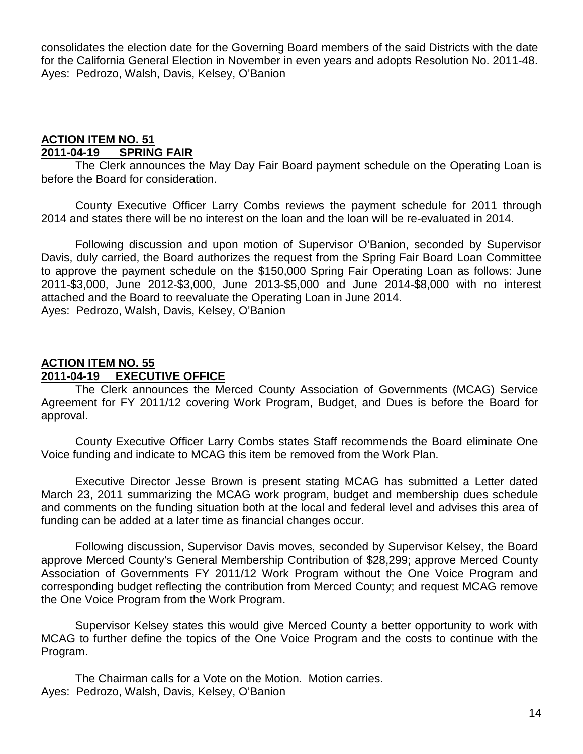consolidates the election date for the Governing Board members of the said Districts with the date for the California General Election in November in even years and adopts Resolution No. 2011-48.
Ayes: Pedrozo, Walsh, Davis, Kelsey, O'Banion

## ACTION ITEM NO. 51
## 2011-04-19 SPRING FAIR

The Clerk announces the May Day Fair Board payment schedule on the Operating Loan is before the Board for consideration.

County Executive Officer Larry Combs reviews the payment schedule for 2011 through 2014 and states there will be no interest on the loan and the loan will be re-evaluated in 2014.

Following discussion and upon motion of Supervisor O'Banion, seconded by Supervisor Davis, duly carried, the Board authorizes the request from the Spring Fair Board Loan Committee to approve the payment schedule on the $150,000 Spring Fair Operating Loan as follows: June 2011-$3,000, June 2012-$3,000, June 2013-$5,000 and June 2014-$8,000 with no interest attached and the Board to reevaluate the Operating Loan in June 2014.
Ayes: Pedrozo, Walsh, Davis, Kelsey, O'Banion

## ACTION ITEM NO. 55
## 2011-04-19 EXECUTIVE OFFICE

The Clerk announces the Merced County Association of Governments (MCAG) Service Agreement for FY 2011/12 covering Work Program, Budget, and Dues is before the Board for approval.

County Executive Officer Larry Combs states Staff recommends the Board eliminate One Voice funding and indicate to MCAG this item be removed from the Work Plan.

Executive Director Jesse Brown is present stating MCAG has submitted a Letter dated March 23, 2011 summarizing the MCAG work program, budget and membership dues schedule and comments on the funding situation both at the local and federal level and advises this area of funding can be added at a later time as financial changes occur.

Following discussion, Supervisor Davis moves, seconded by Supervisor Kelsey, the Board approve Merced County's General Membership Contribution of $28,299; approve Merced County Association of Governments FY 2011/12 Work Program without the One Voice Program and corresponding budget reflecting the contribution from Merced County; and request MCAG remove the One Voice Program from the Work Program.

Supervisor Kelsey states this would give Merced County a better opportunity to work with MCAG to further define the topics of the One Voice Program and the costs to continue with the Program.

The Chairman calls for a Vote on the Motion. Motion carries.
Ayes: Pedrozo, Walsh, Davis, Kelsey, O'Banion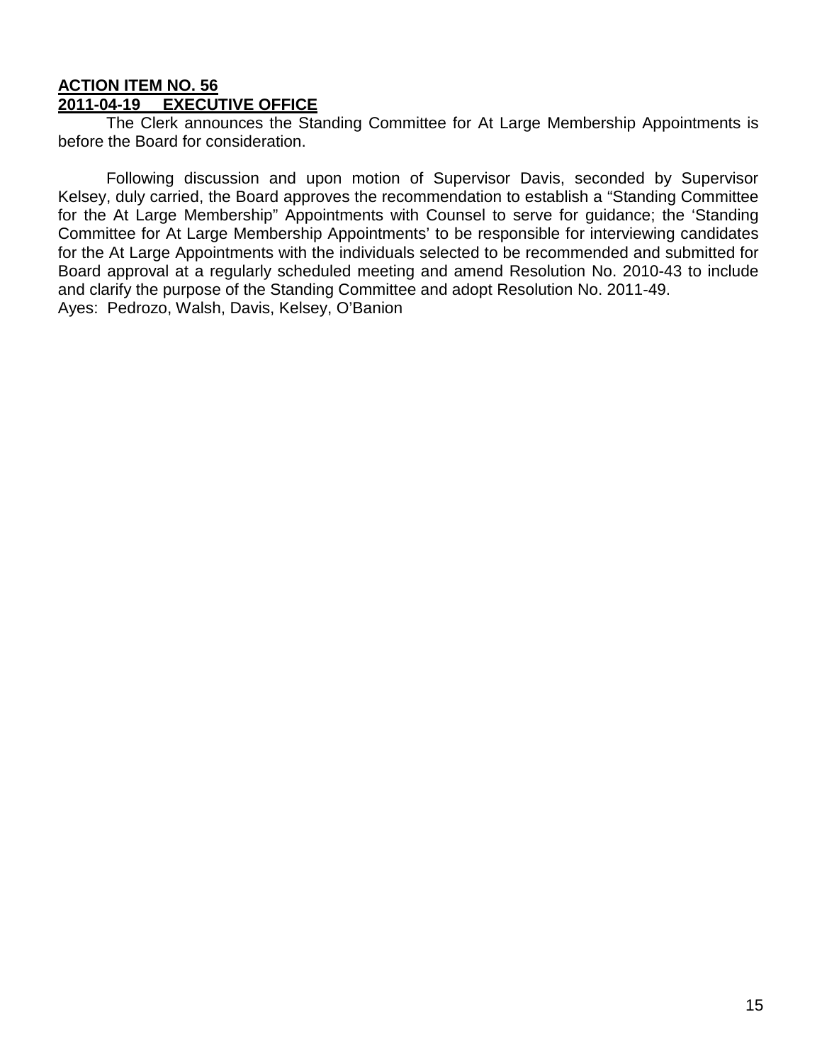**ACTION ITEM NO. 56**
**2011-04-19 EXECUTIVE OFFICE**

The Clerk announces the Standing Committee for At Large Membership Appointments is before the Board for consideration.

Following discussion and upon motion of Supervisor Davis, seconded by Supervisor Kelsey, duly carried, the Board approves the recommendation to establish a "Standing Committee for the At Large Membership" Appointments with Counsel to serve for guidance; the 'Standing Committee for At Large Membership Appointments' to be responsible for interviewing candidates for the At Large Appointments with the individuals selected to be recommended and submitted for Board approval at a regularly scheduled meeting and amend Resolution No. 2010-43 to include and clarify the purpose of the Standing Committee and adopt Resolution No. 2011-49.
Ayes: Pedrozo, Walsh, Davis, Kelsey, O'Banion